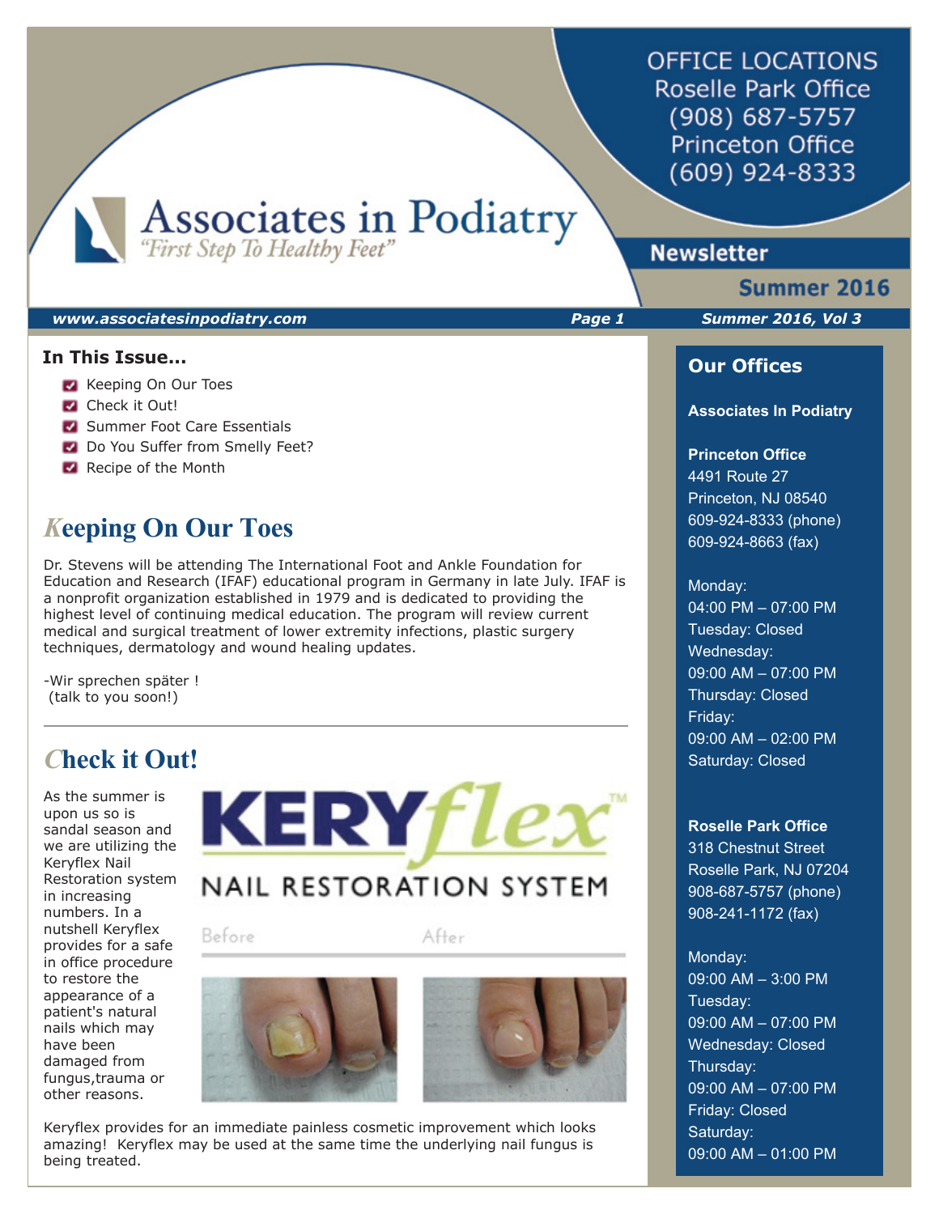# Associates in Podiatry

*"First Step To Healthy Feet"*

OFFICE LOCATIONS
Roselle Park Office
(908) 687-5757
Princeton Office
(609) 924-8333

**Newsletter**

**Summer 2016**

***www.associatesinpodiatry.com*** ***Summer 2016, Vol 3***

**In This Issue...**

- Keeping On Our Toes
- Check it Out!
- Summer Foot Care Essentials
- Do You Suffer from Smelly Feet?
- Recipe of the Month

## Keeping On Our Toes

Dr. Stevens will be attending The International Foot and Ankle Foundation for Education and Research (IFAF) educational program in Germany in late July. IFAF is a nonprofit organization established in 1979 and is dedicated to providing the highest level of continuing medical education. The program will review current medical and surgical treatment of lower extremity infections, plastic surgery techniques, dermatology and wound healing updates.

-Wir sprechen später !
(talk to you soon!)

---

## Check it Out!

As the summer is upon us so is sandal season and we are utilizing the Keryflex Nail Restoration system in increasing numbers. In a nutshell Keryflex provides for a safe in office procedure to restore the appearance of a patient's natural nails which may have been damaged from fungus,trauma or other reasons.

KERYflex™ NAIL RESTORATION SYSTEM

Before After

Keryflex provides for an immediate painless cosmetic improvement which looks amazing! Keryflex may be used at the same time the underlying nail fungus is being treated.

## Our Offices

**Associates In Podiatry**

**Princeton Office**
4491 Route 27
Princeton, NJ 08540
609-924-8333 (phone)
609-924-8663 (fax)

Monday:
04:00 PM – 07:00 PM
Tuesday: Closed
Wednesday:
09:00 AM – 07:00 PM
Thursday: Closed
Friday:
09:00 AM – 02:00 PM
Saturday: Closed

**Roselle Park Office**
318 Chestnut Street
Roselle Park, NJ 07204
908-687-5757 (phone)
908-241-1172 (fax)

Monday:
09:00 AM – 3:00 PM
Tuesday:
09:00 AM – 07:00 PM
Wednesday: Closed
Thursday:
09:00 AM – 07:00 PM
Friday: Closed
Saturday:
09:00 AM – 01:00 PM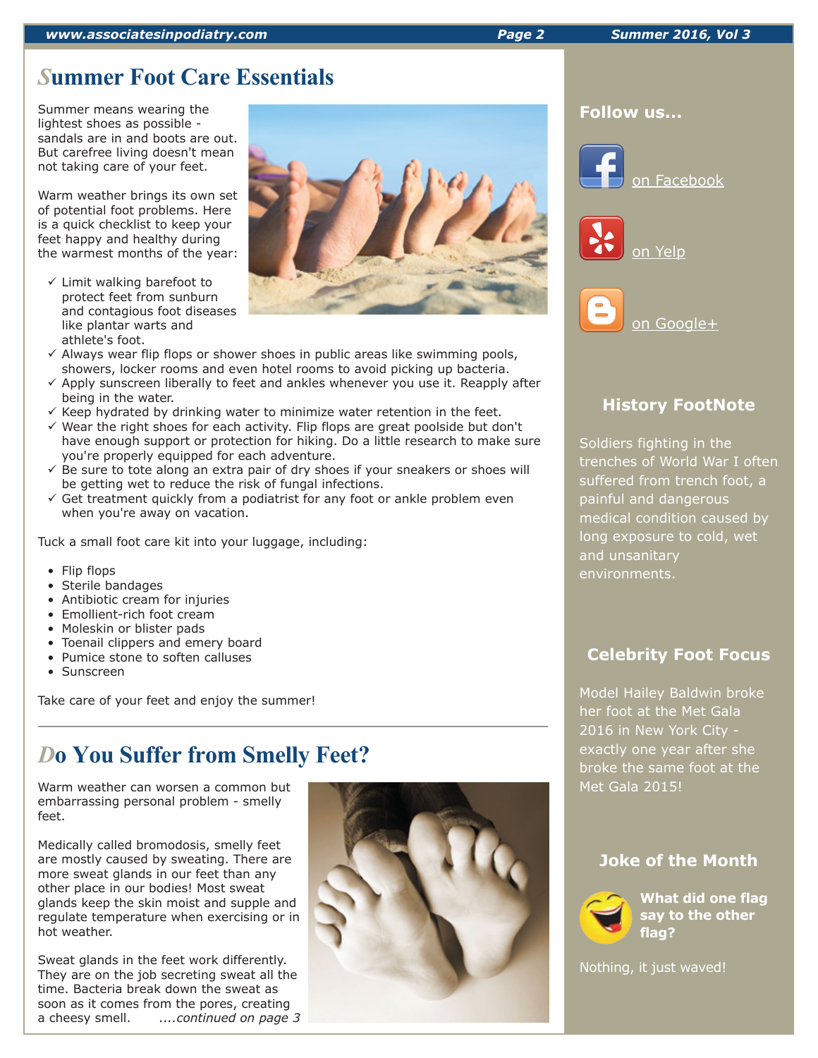# Summer Foot Care Essentials

Summer means wearing the lightest shoes as possible - sandals are in and boots are out. But carefree living doesn't mean not taking care of your feet.

Warm weather brings its own set of potential foot problems. Here is a quick checklist to keep your feet happy and healthy during the warmest months of the year:

- ✓ Limit walking barefoot to protect feet from sunburn and contagious foot diseases like plantar warts and athlete's foot.
- ✓ Always wear flip flops or shower shoes in public areas like swimming pools, showers, locker rooms and even hotel rooms to avoid picking up bacteria.
- ✓ Apply sunscreen liberally to feet and ankles whenever you use it. Reapply after being in the water.
- ✓ Keep hydrated by drinking water to minimize water retention in the feet.
- ✓ Wear the right shoes for each activity. Flip flops are great poolside but don't have enough support or protection for hiking. Do a little research to make sure you're properly equipped for each adventure.
- ✓ Be sure to tote along an extra pair of dry shoes if your sneakers or shoes will be getting wet to reduce the risk of fungal infections.
- ✓ Get treatment quickly from a podiatrist for any foot or ankle problem even when you're away on vacation.

Tuck a small foot care kit into your luggage, including:

- Flip flops
- Sterile bandages
- Antibiotic cream for injuries
- Emollient-rich foot cream
- Moleskin or blister pads
- Toenail clippers and emery board
- Pumice stone to soften calluses
- Sunscreen

Take care of your feet and enjoy the summer!

---

# Do You Suffer from Smelly Feet?

Warm weather can worsen a common but embarrassing personal problem - smelly feet.

Medically called bromodosis, smelly feet are mostly caused by sweating. There are more sweat glands in our feet than any other place in our bodies! Most sweat glands keep the skin moist and supple and regulate temperature when exercising or in hot weather.

Sweat glands in the feet work differently. They are on the job secreting sweat all the time. Bacteria break down the sweat as soon as it comes from the pores, creating a cheesy smell. *....continued on page 3*

## Follow us...

on Facebook

on Yelp

on Google+

## History FootNote

Soldiers fighting in the trenches of World War I often suffered from trench foot, a painful and dangerous medical condition caused by long exposure to cold, wet and unsanitary environments.

## Celebrity Foot Focus

Model Hailey Baldwin broke her foot at the Met Gala 2016 in New York City - exactly one year after she broke the same foot at the Met Gala 2015!

## Joke of the Month

**What did one flag say to the other flag?**

Nothing, it just waved!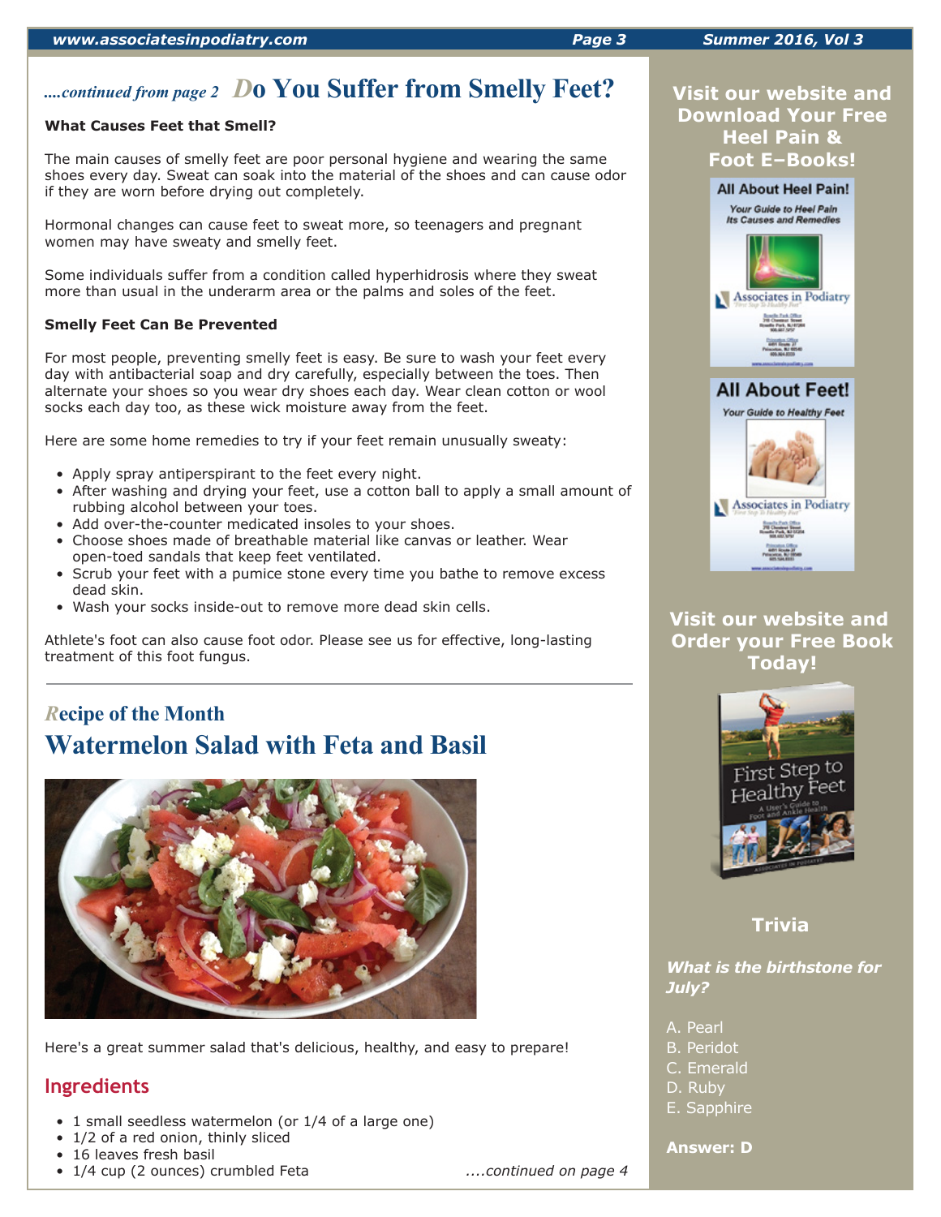*....continued from page 2*

# Do You Suffer from Smelly Feet?

**What Causes Feet that Smell?**

The main causes of smelly feet are poor personal hygiene and wearing the same shoes every day. Sweat can soak into the material of the shoes and can cause odor if they are worn before drying out completely.

Hormonal changes can cause feet to sweat more, so teenagers and pregnant women may have sweaty and smelly feet.

Some individuals suffer from a condition called hyperhidrosis where they sweat more than usual in the underarm area or the palms and soles of the feet.

**Smelly Feet Can Be Prevented**

For most people, preventing smelly feet is easy. Be sure to wash your feet every day with antibacterial soap and dry carefully, especially between the toes. Then alternate your shoes so you wear dry shoes each day. Wear clean cotton or wool socks each day too, as these wick moisture away from the feet.

Here are some home remedies to try if your feet remain unusually sweaty:

- Apply spray antiperspirant to the feet every night.
- After washing and drying your feet, use a cotton ball to apply a small amount of rubbing alcohol between your toes.
- Add over-the-counter medicated insoles to your shoes.
- Choose shoes made of breathable material like canvas or leather. Wear open-toed sandals that keep feet ventilated.
- Scrub your feet with a pumice stone every time you bathe to remove excess dead skin.
- Wash your socks inside-out to remove more dead skin cells.

Athlete's foot can also cause foot odor. Please see us for effective, long-lasting treatment of this foot fungus.

---

## Recipe of the Month

# Watermelon Salad with Feta and Basil

Here's a great summer salad that's delicious, healthy, and easy to prepare!

## Ingredients

- 1 small seedless watermelon (or 1/4 of a large one)
- 1/2 of a red onion, thinly sliced
- 16 leaves fresh basil
- 1/4 cup (2 ounces) crumbled Feta

*....continued on page 4*

---

**Visit our website and Download Your Free Heel Pain & Foot E–Books!**

**Visit our website and Order your Free Book Today!**

## Trivia

***What is the birthstone for July?***

A. Pearl
B. Peridot
C. Emerald
D. Ruby
E. Sapphire

**Answer: D**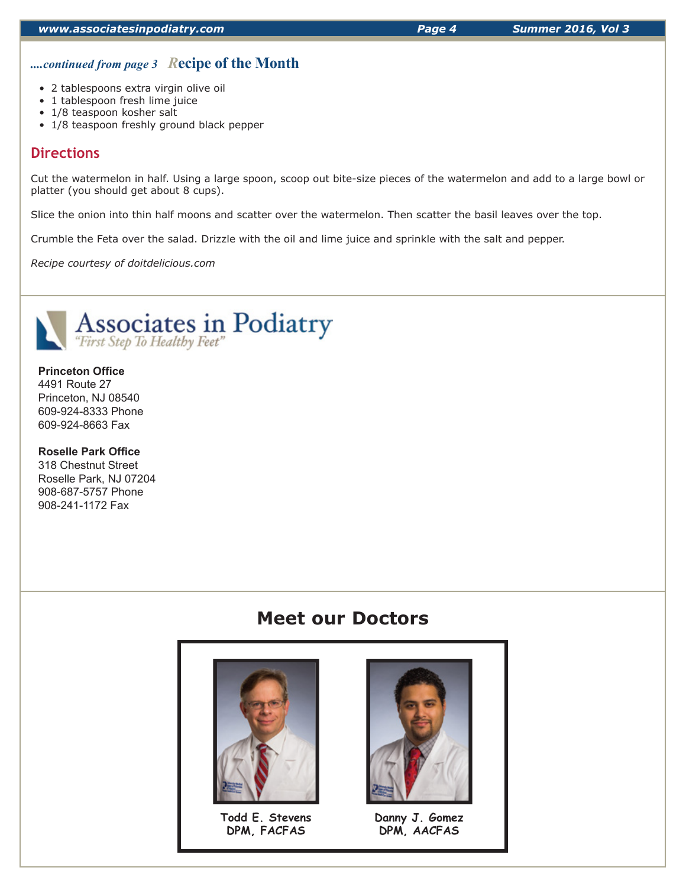*....continued from page 3* **Recipe of the Month**

- 2 tablespoons extra virgin olive oil
- 1 tablespoon fresh lime juice
- 1/8 teaspoon kosher salt
- 1/8 teaspoon freshly ground black pepper

## Directions

Cut the watermelon in half. Using a large spoon, scoop out bite-size pieces of the watermelon and add to a large bowl or platter (you should get about 8 cups).

Slice the onion into thin half moons and scatter over the watermelon. Then scatter the basil leaves over the top.

Crumble the Feta over the salad. Drizzle with the oil and lime juice and sprinkle with the salt and pepper.

*Recipe courtesy of doitdelicious.com*

Associates in Podiatry
*"First Step To Healthy Feet"*

**Princeton Office**
4491 Route 27
Princeton, NJ 08540
609-924-8333 Phone
609-924-8663 Fax

**Roselle Park Office**
318 Chestnut Street
Roselle Park, NJ 07204
908-687-5757 Phone
908-241-1172 Fax

## Meet our Doctors

**Todd E. Stevens**
**DPM, FACFAS**

**Danny J. Gomez**
**DPM, AACFAS**